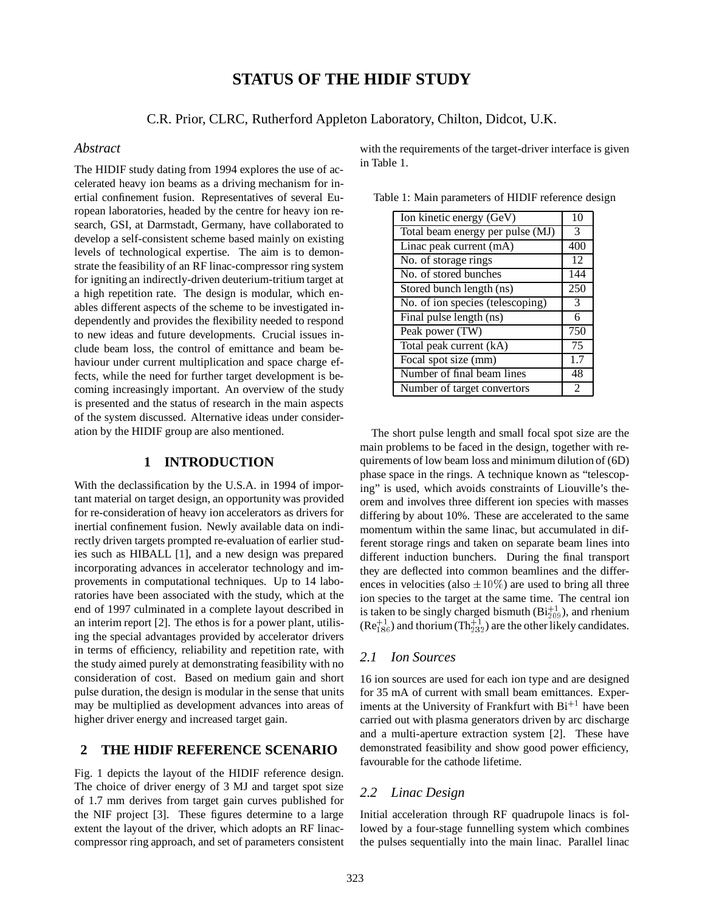# STATUS OF THE HIDIF STUDY

C.R. Prior, CLRC, Rutherford Appleton Laboratory, Chilton, Didcot, U.K.

## *Abstract*

The HIDIF study dating from 1994 explores the use of accelerated heavy ion beams as a driving mechanism for inertial confinement fusion. Representatives of several European laboratories, headed by the centre for heavy ion research, GSI, at Darmstadt, Germany, have collaborated to develop a self-consistent scheme based mainly on existing levels of technological expertise. The aim is to demonstrate the feasibility of an RF linac-compressor ring system for igniting an indirectly-driven deuterium-tritium target at a high repetition rate. The design is modular, which enables different aspects of the scheme to be investigated independently and provides the flexibility needed to respond to new ideas and future developments. Crucial issues include beam loss, the control of emittance and beam behaviour under current multiplication and space charge effects, while the need for further target development is becoming increasingly important. An overview of the study is presented and the status of research in the main aspects of the system discussed. Alternative ideas under consideration by the HIDIF group are also mentioned.

## 1 INTRODUCTION

With the declassification by the U.S.A. in 1994 of important material on target design, an opportunity was provided for re-consideration of heavy ion accelerators as drivers for inertial confinement fusion. Newly available data on indirectly driven targets prompted re-evaluation of earlier studies such as HIBALL [1], and a new design was prepared incorporating advances in accelerator technology and improvements in computational techniques. Up to 14 laboratories have been associated with the study, which at the end of 1997 culminated in a complete layout described in an interim report [2]. The ethos is for a power plant, utilising the special advantages provided by accelerator drivers in terms of efficiency, reliability and repetition rate, with the study aimed purely at demonstrating feasibility with no consideration of cost. Based on medium gain and short pulse duration, the design is modular in the sense that units may be multiplied as development advances into areas of higher driver energy and increased target gain.

## 2 THE HIDIF REFERENCE SCENARIO

Fig. 1 depicts the layout of the HIDIF reference design. The choice of driver energy of 3 MJ and target spot size of 1.7 mm derives from target gain curves published for the NIF project [3]. These figures determine to a large extent the layout of the driver, which adopts an RF linac-compressor ring approach, and set of parameters consistent with the requirements of the target-driver interface is given in Table 1.

Table 1: Main parameters of HIDIF reference design

| Parameter | Value |
|---|---|
| Ion kinetic energy (GeV) | 10 |
| Total beam energy per pulse (MJ) | 3 |
| Linac peak current (mA) | 400 |
| No. of storage rings | 12 |
| No. of stored bunches | 144 |
| Stored bunch length (ns) | 250 |
| No. of ion species (telescoping) | 3 |
| Final pulse length (ns) | 6 |
| Peak power (TW) | 750 |
| Total peak current (kA) | 75 |
| Focal spot size (mm) | 1.7 |
| Number of final beam lines | 48 |
| Number of target convertors | 2 |

The short pulse length and small focal spot size are the main problems to be faced in the design, together with requirements of low beam loss and minimum dilution of (6D) phase space in the rings. A technique known as "telescoping" is used, which avoids constraints of Liouville's theorem and involves three different ion species with masses differing by about 10%. These are accelerated to the same momentum within the same linac, but accumulated in different storage rings and taken on separate beam lines into different induction bunchers. During the final transport they are deflected into common beamlines and the differences in velocities (also $\pm 10\%$) are used to bring all three ion species to the target at the same time. The central ion is taken to be singly charged bismuth ($\mathrm{Bi}^{+1}_{209}$), and rhenium ($\mathrm{Re}^{+1}_{186}$) and thorium ($\mathrm{Th}^{+1}_{232}$) are the other likely candidates.

### *2.1 Ion Sources*

16 ion sources are used for each ion type and are designed for 35 mA of current with small beam emittances. Experiments at the University of Frankfurt with $\mathrm{Bi}^{+1}$ have been carried out with plasma generators driven by arc discharge and a multi-aperture extraction system [2]. These have demonstrated feasibility and show good power efficiency, favourable for the cathode lifetime.

### *2.2 Linac Design*

Initial acceleration through RF quadrupole linacs is followed by a four-stage funnelling system which combines the pulses sequentially into the main linac. Parallel linac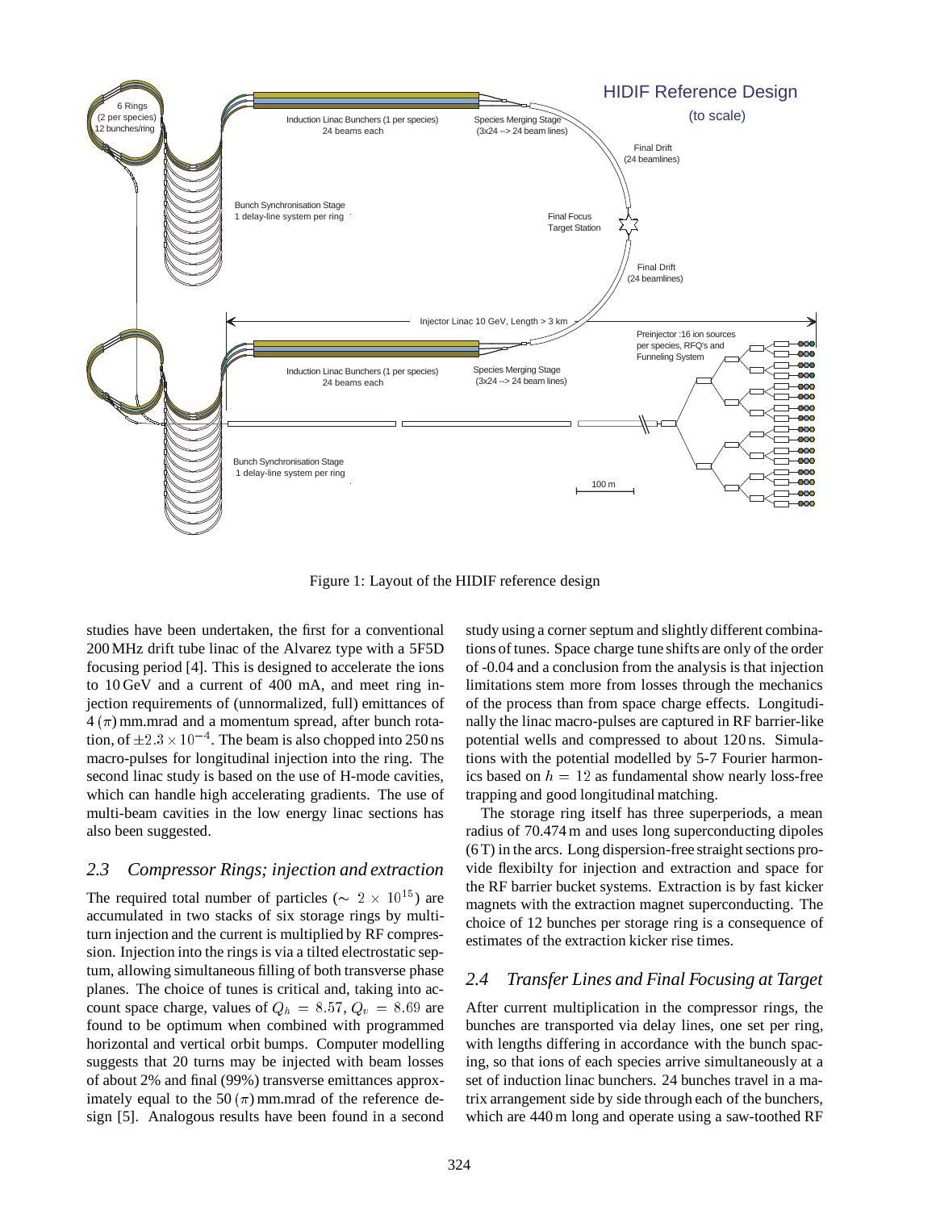Figure 1: Layout of the HIDIF reference design

studies have been undertaken, the first for a conventional 200 MHz drift tube linac of the Alvarez type with a 5F5D focusing period [4]. This is designed to accelerate the ions to 10 GeV and a current of 400 mA, and meet ring injection requirements of (unnormalized, full) emittances of $4\,(\pi)$ mm.mrad and a momentum spread, after bunch rotation, of $\pm 2.3 \times 10^{-4}$. The beam is also chopped into 250 ns macro-pulses for longitudinal injection into the ring. The second linac study is based on the use of H-mode cavities, which can handle high accelerating gradients. The use of multi-beam cavities in the low energy linac sections has also been suggested.

### 2.3 Compressor Rings; injection and extraction

The required total number of particles ($\sim 2 \times 10^{15}$) are accumulated in two stacks of six storage rings by multi-turn injection and the current is multiplied by RF compression. Injection into the rings is via a tilted electrostatic septum, allowing simultaneous filling of both transverse phase planes. The choice of tunes is critical and, taking into account space charge, values of $Q_h = 8.57$, $Q_v = 8.69$ are found to be optimum when combined with programmed horizontal and vertical orbit bumps. Computer modelling suggests that 20 turns may be injected with beam losses of about 2% and final (99%) transverse emittances approximately equal to the $50\,(\pi)$ mm.mrad of the reference design [5]. Analogous results have been found in a second study using a corner septum and slightly different combinations of tunes. Space charge tune shifts are only of the order of -0.04 and a conclusion from the analysis is that injection limitations stem more from losses through the mechanics of the process than from space charge effects. Longitudinally the linac macro-pulses are captured in RF barrier-like potential wells and compressed to about 120 ns. Simulations with the potential modelled by 5-7 Fourier harmonics based on $h = 12$ as fundamental show nearly loss-free trapping and good longitudinal matching.

The storage ring itself has three superperiods, a mean radius of 70.474 m and uses long superconducting dipoles (6 T) in the arcs. Long dispersion-free straight sections provide flexibilty for injection and extraction and space for the RF barrier bucket systems. Extraction is by fast kicker magnets with the extraction magnet superconducting. The choice of 12 bunches per storage ring is a consequence of estimates of the extraction kicker rise times.

### 2.4 Transfer Lines and Final Focusing at Target

After current multiplication in the compressor rings, the bunches are transported via delay lines, one set per ring, with lengths differing in accordance with the bunch spacing, so that ions of each species arrive simultaneously at a set of induction linac bunchers. 24 bunches travel in a matrix arrangement side by side through each of the bunchers, which are 440 m long and operate using a saw-toothed RF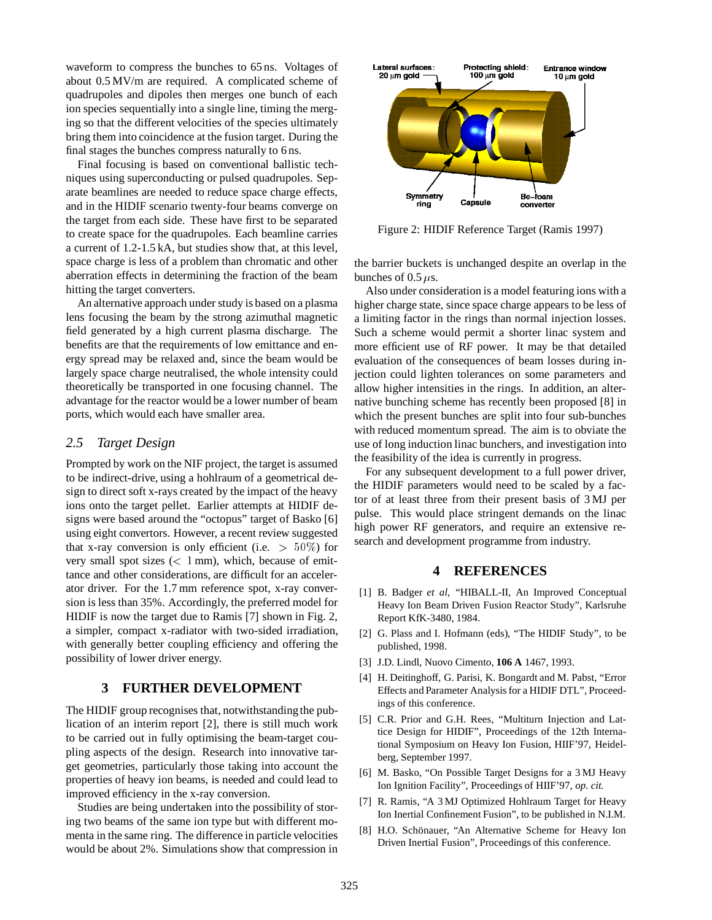waveform to compress the bunches to 65 ns. Voltages of about 0.5 MV/m are required. A complicated scheme of quadrupoles and dipoles then merges one bunch of each ion species sequentially into a single line, timing the merging so that the different velocities of the species ultimately bring them into coincidence at the fusion target. During the final stages the bunches compress naturally to 6 ns.

Final focusing is based on conventional ballistic techniques using superconducting or pulsed quadrupoles. Separate beamlines are needed to reduce space charge effects, and in the HIDIF scenario twenty-four beams converge on the target from each side. These have first to be separated to create space for the quadrupoles. Each beamline carries a current of 1.2-1.5 kA, but studies show that, at this level, space charge is less of a problem than chromatic and other aberration effects in determining the fraction of the beam hitting the target converters.

An alternative approach under study is based on a plasma lens focusing the beam by the strong azimuthal magnetic field generated by a high current plasma discharge. The benefits are that the requirements of low emittance and energy spread may be relaxed and, since the beam would be largely space charge neutralised, the whole intensity could theoretically be transported in one focusing channel. The advantage for the reactor would be a lower number of beam ports, which would each have smaller area.

### *2.5 Target Design*

Prompted by work on the NIF project, the target is assumed to be indirect-drive, using a hohlraum of a geometrical design to direct soft x-rays created by the impact of the heavy ions onto the target pellet. Earlier attempts at HIDIF designs were based around the "octopus" target of Basko [6] using eight convertors. However, a recent review suggested that x-ray conversion is only efficient (i.e. $> 50\%$) for very small spot sizes ($< 1$ mm), which, because of emittance and other considerations, are difficult for an accelerator driver. For the 1.7 mm reference spot, x-ray conversion is less than 35%. Accordingly, the preferred model for HIDIF is now the target due to Ramis [7] shown in Fig. 2, a simpler, compact x-radiator with two-sided irradiation, with generally better coupling efficiency and offering the possibility of lower driver energy.

Lateral surfaces: 20 μm gold
Protecting shield: 100 μm gold
Entrance window 10 μm gold
Symmetry ring
Capsule
Be–foam converter

Figure 2: HIDIF Reference Target (Ramis 1997)

## 3 FURTHER DEVELOPMENT

The HIDIF group recognises that, notwithstanding the publication of an interim report [2], there is still much work to be carried out in fully optimising the beam-target coupling aspects of the design. Research into innovative target geometries, particularly those taking into account the properties of heavy ion beams, is needed and could lead to improved efficiency in the x-ray conversion.

Studies are being undertaken into the possibility of storing two beams of the same ion type but with different momenta in the same ring. The difference in particle velocities would be about 2%. Simulations show that compression in the barrier buckets is unchanged despite an overlap in the bunches of 0.5 $\mu$s.

Also under consideration is a model featuring ions with a higher charge state, since space charge appears to be less of a limiting factor in the rings than normal injection losses. Such a scheme would permit a shorter linac system and more efficient use of RF power. It may be that detailed evaluation of the consequences of beam losses during injection could lighten tolerances on some parameters and allow higher intensities in the rings. In addition, an alternative bunching scheme has recently been proposed [8] in which the present bunches are split into four sub-bunches with reduced momentum spread. The aim is to obviate the use of long induction linac bunchers, and investigation into the feasibility of the idea is currently in progress.

For any subsequent development to a full power driver, the HIDIF parameters would need to be scaled by a factor of at least three from their present basis of 3 MJ per pulse. This would place stringent demands on the linac high power RF generators, and require an extensive research and development programme from industry.

## 4 REFERENCES

[1] B. Badger *et al*, "HIBALL-II, An Improved Conceptual Heavy Ion Beam Driven Fusion Reactor Study", Karlsruhe Report KfK-3480, 1984.

[2] G. Plass and I. Hofmann (eds), "The HIDIF Study", to be published, 1998.

[3] J.D. Lindl, Nuovo Cimento, **106 A** 1467, 1993.

[4] H. Deitinghoff, G. Parisi, K. Bongardt and M. Pabst, "Error Effects and Parameter Analysis for a HIDIF DTL", Proceedings of this conference.

[5] C.R. Prior and G.H. Rees, "Multiturn Injection and Lattice Design for HIDIF", Proceedings of the 12th International Symposium on Heavy Ion Fusion, HIIF'97, Heidelberg, September 1997.

[6] M. Basko, "On Possible Target Designs for a 3 MJ Heavy Ion Ignition Facility", Proceedings of HIIF'97, *op. cit.*

[7] R. Ramis, "A 3 MJ Optimized Hohlraum Target for Heavy Ion Inertial Confinement Fusion", to be published in N.I.M.

[8] H.O. Schönauer, "An Alternative Scheme for Heavy Ion Driven Inertial Fusion", Proceedings of this conference.